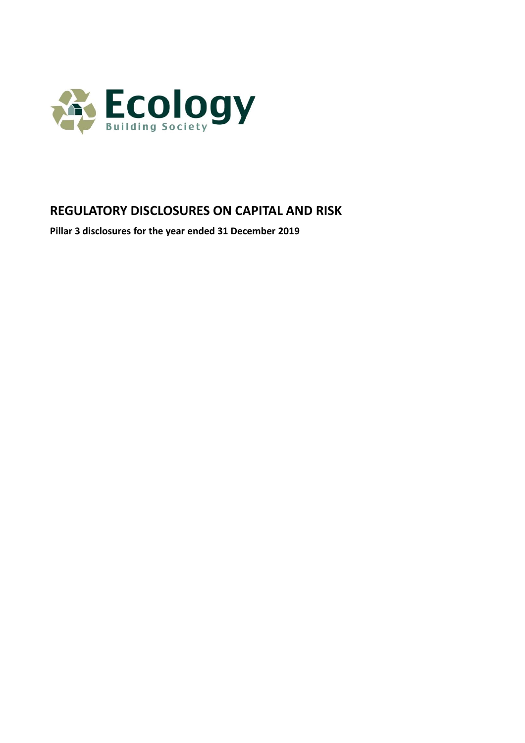Ecology

Building Society

# REGULATORY DISCLOSURES ON CAPITAL AND RISK

**Pillar 3 disclosures for the year ended 31 December 2019**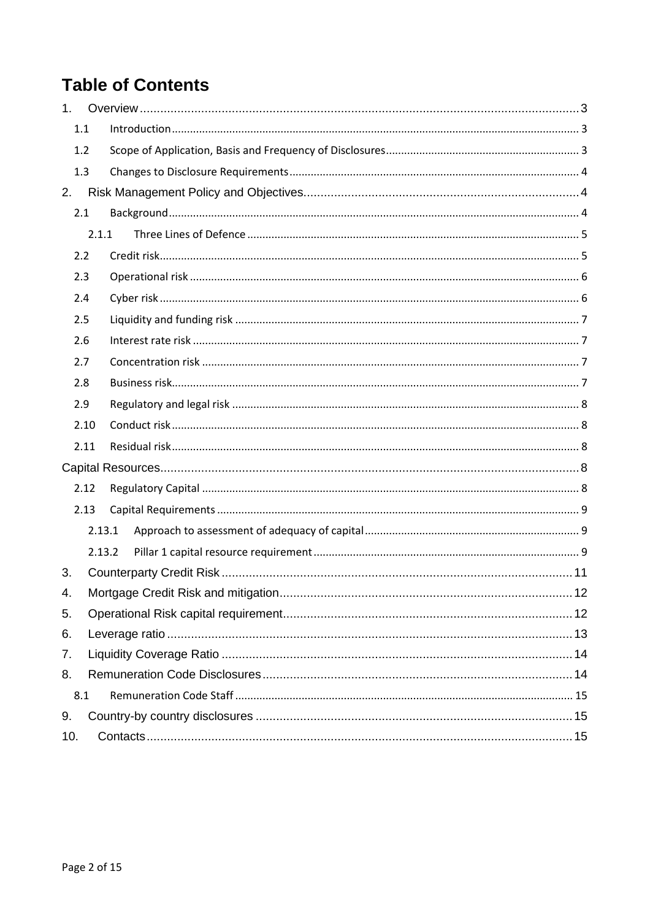# Table of Contents

1. Overview ..... 3
   - 1.1 Introduction ..... 3
   - 1.2 Scope of Application, Basis and Frequency of Disclosures ..... 3
   - 1.3 Changes to Disclosure Requirements ..... 4
2. Risk Management Policy and Objectives ..... 4
   - 2.1 Background ..... 4
     - 2.1.1 Three Lines of Defence ..... 5
   - 2.2 Credit risk ..... 5
   - 2.3 Operational risk ..... 6
   - 2.4 Cyber risk ..... 6
   - 2.5 Liquidity and funding risk ..... 7
   - 2.6 Interest rate risk ..... 7
   - 2.7 Concentration risk ..... 7
   - 2.8 Business risk ..... 7
   - 2.9 Regulatory and legal risk ..... 8
   - 2.10 Conduct risk ..... 8
   - 2.11 Residual risk ..... 8

Capital Resources ..... 8
   - 2.12 Regulatory Capital ..... 8
   - 2.13 Capital Requirements ..... 9
     - 2.13.1 Approach to assessment of adequacy of capital ..... 9
     - 2.13.2 Pillar 1 capital resource requirement ..... 9

3. Counterparty Credit Risk ..... 11
4. Mortgage Credit Risk and mitigation ..... 12
5. Operational Risk capital requirement ..... 12
6. Leverage ratio ..... 13
7. Liquidity Coverage Ratio ..... 14
8. Remuneration Code Disclosures ..... 14
   - 8.1 Remuneration Code Staff ..... 15
9. Country-by country disclosures ..... 15
10. Contacts ..... 15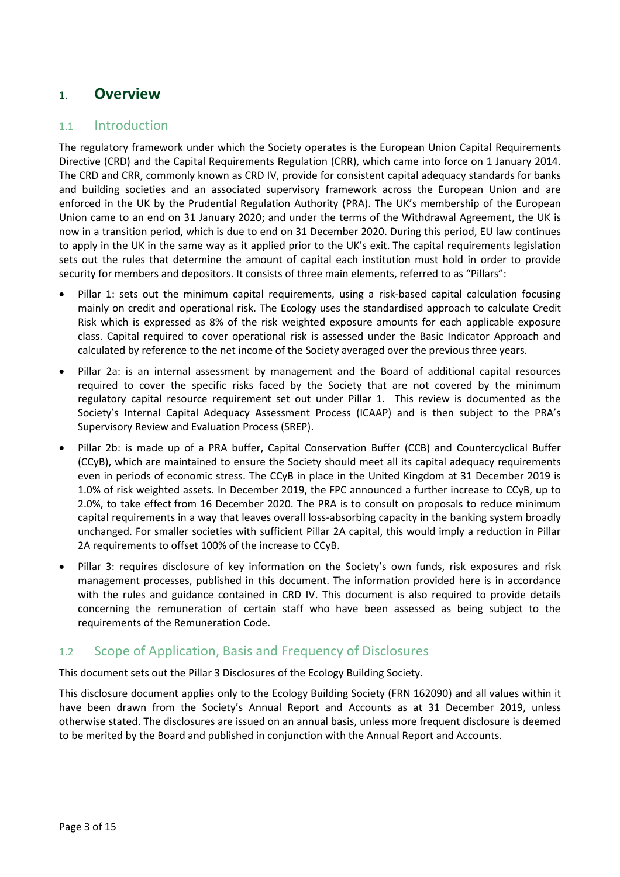# 1. Overview

## 1.1 Introduction

The regulatory framework under which the Society operates is the European Union Capital Requirements Directive (CRD) and the Capital Requirements Regulation (CRR), which came into force on 1 January 2014. The CRD and CRR, commonly known as CRD IV, provide for consistent capital adequacy standards for banks and building societies and an associated supervisory framework across the European Union and are enforced in the UK by the Prudential Regulation Authority (PRA). The UK's membership of the European Union came to an end on 31 January 2020; and under the terms of the Withdrawal Agreement, the UK is now in a transition period, which is due to end on 31 December 2020. During this period, EU law continues to apply in the UK in the same way as it applied prior to the UK's exit. The capital requirements legislation sets out the rules that determine the amount of capital each institution must hold in order to provide security for members and depositors. It consists of three main elements, referred to as "Pillars":

- Pillar 1: sets out the minimum capital requirements, using a risk-based capital calculation focusing mainly on credit and operational risk. The Ecology uses the standardised approach to calculate Credit Risk which is expressed as 8% of the risk weighted exposure amounts for each applicable exposure class. Capital required to cover operational risk is assessed under the Basic Indicator Approach and calculated by reference to the net income of the Society averaged over the previous three years.
- Pillar 2a: is an internal assessment by management and the Board of additional capital resources required to cover the specific risks faced by the Society that are not covered by the minimum regulatory capital resource requirement set out under Pillar 1. This review is documented as the Society's Internal Capital Adequacy Assessment Process (ICAAP) and is then subject to the PRA's Supervisory Review and Evaluation Process (SREP).
- Pillar 2b: is made up of a PRA buffer, Capital Conservation Buffer (CCB) and Countercyclical Buffer (CCyB), which are maintained to ensure the Society should meet all its capital adequacy requirements even in periods of economic stress. The CCyB in place in the United Kingdom at 31 December 2019 is 1.0% of risk weighted assets. In December 2019, the FPC announced a further increase to CCyB, up to 2.0%, to take effect from 16 December 2020. The PRA is to consult on proposals to reduce minimum capital requirements in a way that leaves overall loss-absorbing capacity in the banking system broadly unchanged. For smaller societies with sufficient Pillar 2A capital, this would imply a reduction in Pillar 2A requirements to offset 100% of the increase to CCyB.
- Pillar 3: requires disclosure of key information on the Society's own funds, risk exposures and risk management processes, published in this document. The information provided here is in accordance with the rules and guidance contained in CRD IV. This document is also required to provide details concerning the remuneration of certain staff who have been assessed as being subject to the requirements of the Remuneration Code.

## 1.2 Scope of Application, Basis and Frequency of Disclosures

This document sets out the Pillar 3 Disclosures of the Ecology Building Society.

This disclosure document applies only to the Ecology Building Society (FRN 162090) and all values within it have been drawn from the Society's Annual Report and Accounts as at 31 December 2019, unless otherwise stated. The disclosures are issued on an annual basis, unless more frequent disclosure is deemed to be merited by the Board and published in conjunction with the Annual Report and Accounts.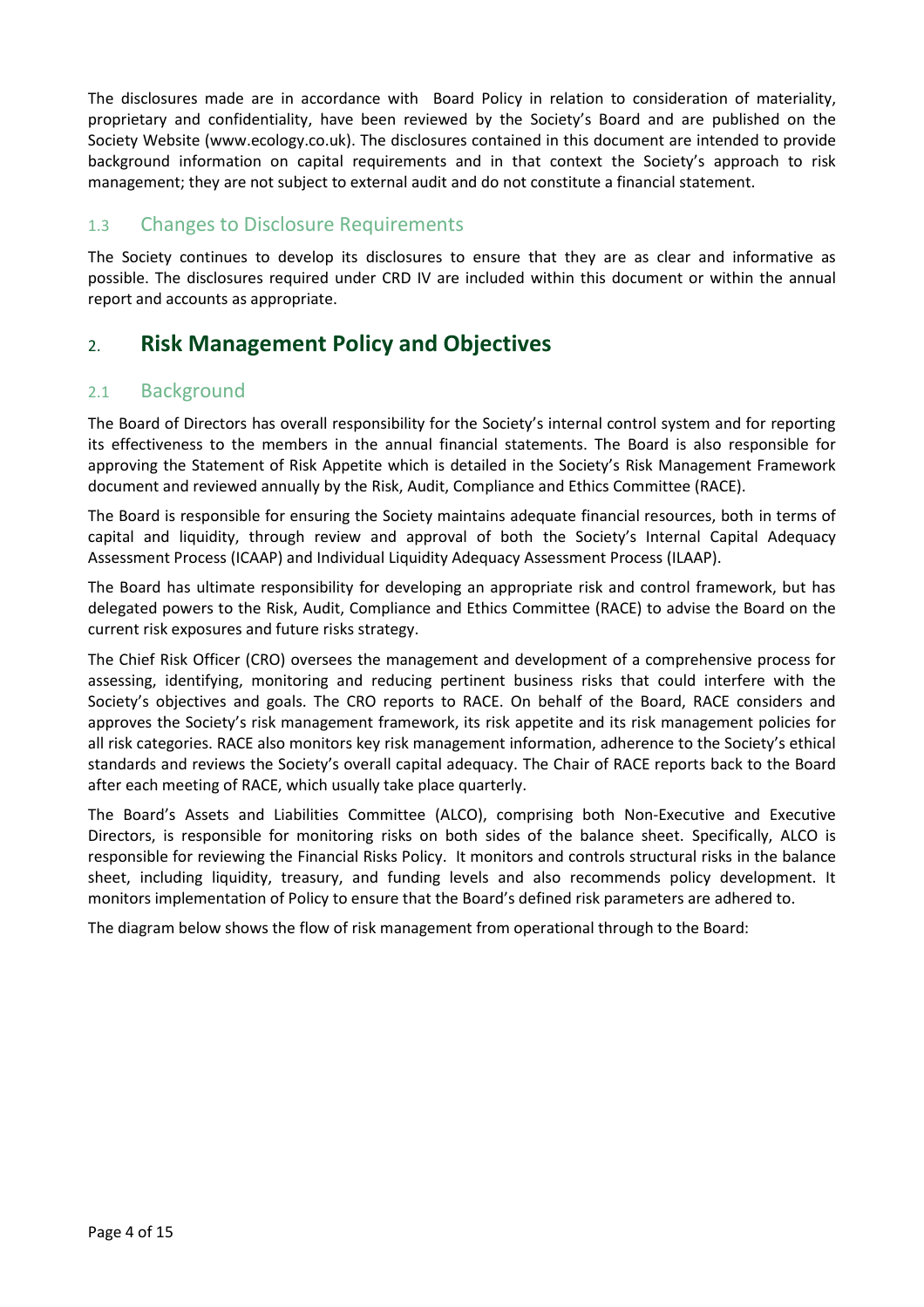The disclosures made are in accordance with Board Policy in relation to consideration of materiality, proprietary and confidentiality, have been reviewed by the Society's Board and are published on the Society Website (www.ecology.co.uk). The disclosures contained in this document are intended to provide background information on capital requirements and in that context the Society's approach to risk management; they are not subject to external audit and do not constitute a financial statement.

### 1.3 Changes to Disclosure Requirements

The Society continues to develop its disclosures to ensure that they are as clear and informative as possible. The disclosures required under CRD IV are included within this document or within the annual report and accounts as appropriate.

## 2. Risk Management Policy and Objectives

### 2.1 Background

The Board of Directors has overall responsibility for the Society's internal control system and for reporting its effectiveness to the members in the annual financial statements. The Board is also responsible for approving the Statement of Risk Appetite which is detailed in the Society's Risk Management Framework document and reviewed annually by the Risk, Audit, Compliance and Ethics Committee (RACE).

The Board is responsible for ensuring the Society maintains adequate financial resources, both in terms of capital and liquidity, through review and approval of both the Society's Internal Capital Adequacy Assessment Process (ICAAP) and Individual Liquidity Adequacy Assessment Process (ILAAP).

The Board has ultimate responsibility for developing an appropriate risk and control framework, but has delegated powers to the Risk, Audit, Compliance and Ethics Committee (RACE) to advise the Board on the current risk exposures and future risks strategy.

The Chief Risk Officer (CRO) oversees the management and development of a comprehensive process for assessing, identifying, monitoring and reducing pertinent business risks that could interfere with the Society's objectives and goals. The CRO reports to RACE. On behalf of the Board, RACE considers and approves the Society's risk management framework, its risk appetite and its risk management policies for all risk categories. RACE also monitors key risk management information, adherence to the Society's ethical standards and reviews the Society's overall capital adequacy. The Chair of RACE reports back to the Board after each meeting of RACE, which usually take place quarterly.

The Board's Assets and Liabilities Committee (ALCO), comprising both Non-Executive and Executive Directors, is responsible for monitoring risks on both sides of the balance sheet. Specifically, ALCO is responsible for reviewing the Financial Risks Policy. It monitors and controls structural risks in the balance sheet, including liquidity, treasury, and funding levels and also recommends policy development. It monitors implementation of Policy to ensure that the Board's defined risk parameters are adhered to.

The diagram below shows the flow of risk management from operational through to the Board: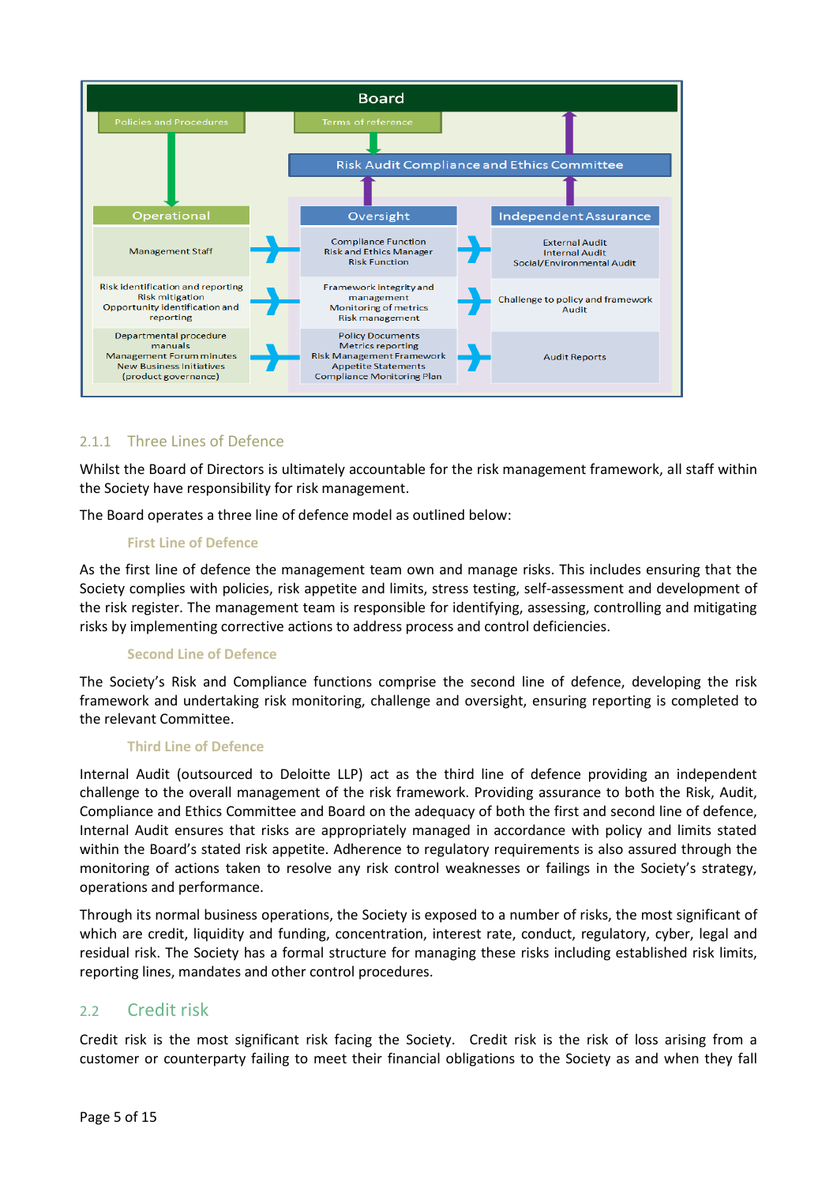| Board | | |
|---|---|---|
| Policies and Procedures | Terms of reference | |
| | Risk Audit Compliance and Ethics Committee | |
| **Operational** | **Oversight** | **Independent Assurance** |
| Management Staff | Compliance Function<br>Risk and Ethics Manager<br>Risk Function | External Audit<br>Internal Audit<br>Social/Environmental Audit |
| Risk identification and reporting<br>Risk mitigation<br>Opportunity identification and reporting | Framework integrity and management<br>Monitoring of metrics<br>Risk management | Challenge to policy and framework<br>Audit |
| Departmental procedure manuals<br>Management Forum minutes<br>New Business Initiatives (product governance) | Policy Documents<br>Metrics reporting<br>Risk Management Framework<br>Appetite Statements<br>Compliance Monitoring Plan | Audit Reports |

### 2.1.1 Three Lines of Defence

Whilst the Board of Directors is ultimately accountable for the risk management framework, all staff within the Society have responsibility for risk management.

The Board operates a three line of defence model as outlined below:

#### First Line of Defence

As the first line of defence the management team own and manage risks. This includes ensuring that the Society complies with policies, risk appetite and limits, stress testing, self-assessment and development of the risk register. The management team is responsible for identifying, assessing, controlling and mitigating risks by implementing corrective actions to address process and control deficiencies.

#### Second Line of Defence

The Society's Risk and Compliance functions comprise the second line of defence, developing the risk framework and undertaking risk monitoring, challenge and oversight, ensuring reporting is completed to the relevant Committee.

#### Third Line of Defence

Internal Audit (outsourced to Deloitte LLP) act as the third line of defence providing an independent challenge to the overall management of the risk framework. Providing assurance to both the Risk, Audit, Compliance and Ethics Committee and Board on the adequacy of both the first and second line of defence, Internal Audit ensures that risks are appropriately managed in accordance with policy and limits stated within the Board's stated risk appetite. Adherence to regulatory requirements is also assured through the monitoring of actions taken to resolve any risk control weaknesses or failings in the Society's strategy, operations and performance.

Through its normal business operations, the Society is exposed to a number of risks, the most significant of which are credit, liquidity and funding, concentration, interest rate, conduct, regulatory, cyber, legal and residual risk. The Society has a formal structure for managing these risks including established risk limits, reporting lines, mandates and other control procedures.

## 2.2 Credit risk

Credit risk is the most significant risk facing the Society. Credit risk is the risk of loss arising from a customer or counterparty failing to meet their financial obligations to the Society as and when they fall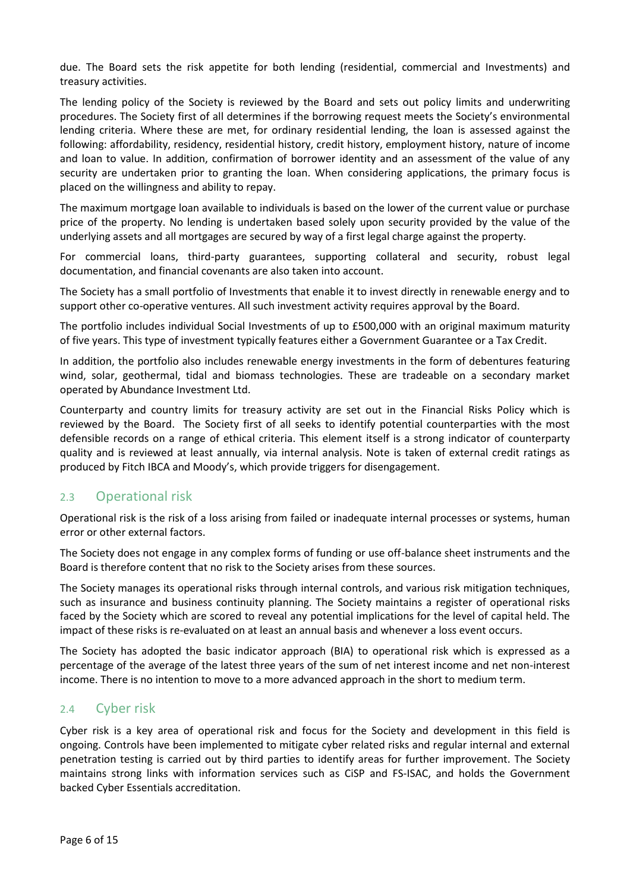due. The Board sets the risk appetite for both lending (residential, commercial and Investments) and treasury activities.

The lending policy of the Society is reviewed by the Board and sets out policy limits and underwriting procedures. The Society first of all determines if the borrowing request meets the Society's environmental lending criteria. Where these are met, for ordinary residential lending, the loan is assessed against the following: affordability, residency, residential history, credit history, employment history, nature of income and loan to value. In addition, confirmation of borrower identity and an assessment of the value of any security are undertaken prior to granting the loan. When considering applications, the primary focus is placed on the willingness and ability to repay.

The maximum mortgage loan available to individuals is based on the lower of the current value or purchase price of the property. No lending is undertaken based solely upon security provided by the value of the underlying assets and all mortgages are secured by way of a first legal charge against the property.

For commercial loans, third-party guarantees, supporting collateral and security, robust legal documentation, and financial covenants are also taken into account.

The Society has a small portfolio of Investments that enable it to invest directly in renewable energy and to support other co-operative ventures. All such investment activity requires approval by the Board.

The portfolio includes individual Social Investments of up to £500,000 with an original maximum maturity of five years. This type of investment typically features either a Government Guarantee or a Tax Credit.

In addition, the portfolio also includes renewable energy investments in the form of debentures featuring wind, solar, geothermal, tidal and biomass technologies. These are tradeable on a secondary market operated by Abundance Investment Ltd.

Counterparty and country limits for treasury activity are set out in the Financial Risks Policy which is reviewed by the Board. The Society first of all seeks to identify potential counterparties with the most defensible records on a range of ethical criteria. This element itself is a strong indicator of counterparty quality and is reviewed at least annually, via internal analysis. Note is taken of external credit ratings as produced by Fitch IBCA and Moody's, which provide triggers for disengagement.

## 2.3 Operational risk

Operational risk is the risk of a loss arising from failed or inadequate internal processes or systems, human error or other external factors.

The Society does not engage in any complex forms of funding or use off-balance sheet instruments and the Board is therefore content that no risk to the Society arises from these sources.

The Society manages its operational risks through internal controls, and various risk mitigation techniques, such as insurance and business continuity planning. The Society maintains a register of operational risks faced by the Society which are scored to reveal any potential implications for the level of capital held. The impact of these risks is re-evaluated on at least an annual basis and whenever a loss event occurs.

The Society has adopted the basic indicator approach (BIA) to operational risk which is expressed as a percentage of the average of the latest three years of the sum of net interest income and net non-interest income. There is no intention to move to a more advanced approach in the short to medium term.

## 2.4 Cyber risk

Cyber risk is a key area of operational risk and focus for the Society and development in this field is ongoing. Controls have been implemented to mitigate cyber related risks and regular internal and external penetration testing is carried out by third parties to identify areas for further improvement. The Society maintains strong links with information services such as CiSP and FS-ISAC, and holds the Government backed Cyber Essentials accreditation.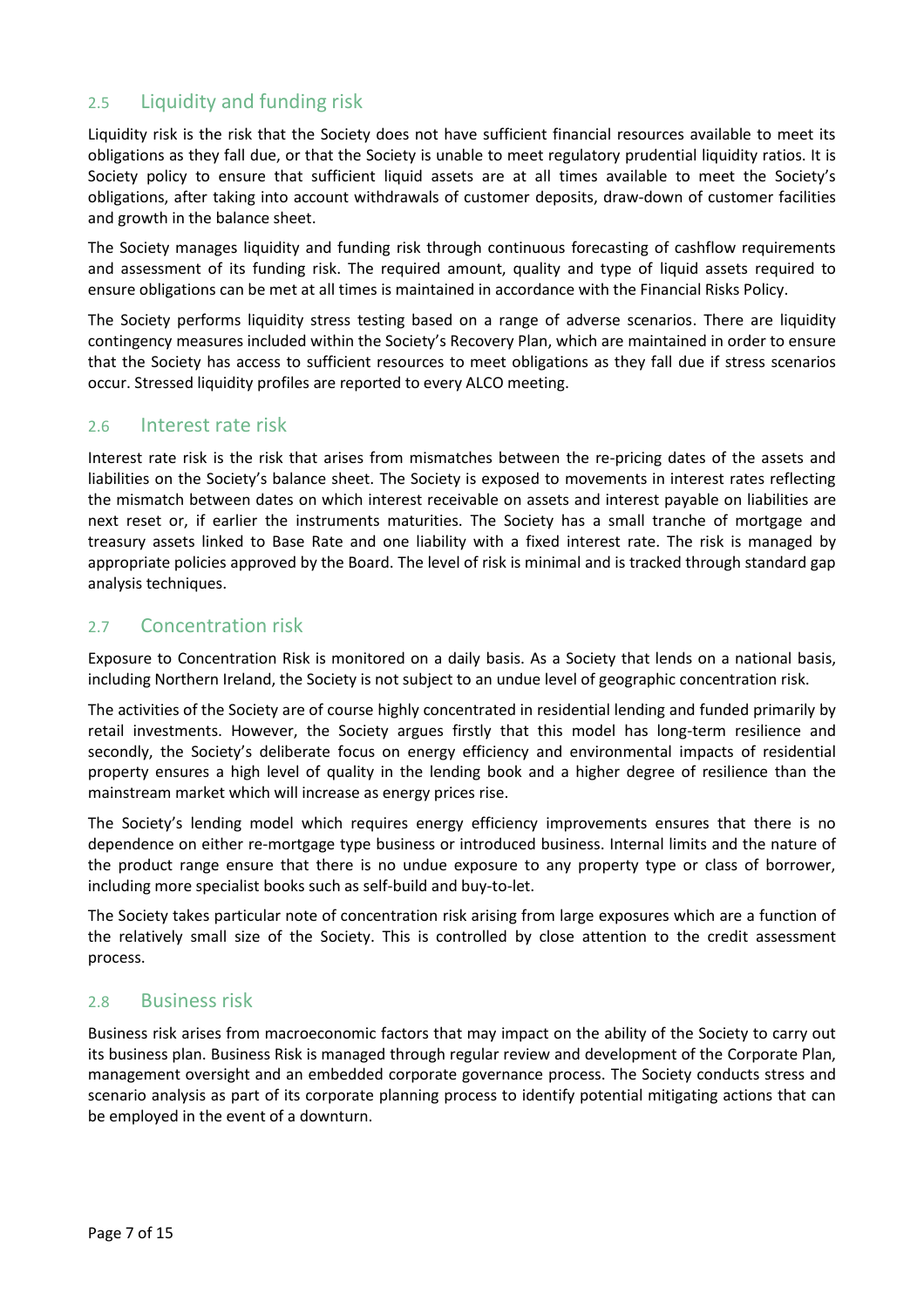## 2.5 Liquidity and funding risk

Liquidity risk is the risk that the Society does not have sufficient financial resources available to meet its obligations as they fall due, or that the Society is unable to meet regulatory prudential liquidity ratios. It is Society policy to ensure that sufficient liquid assets are at all times available to meet the Society's obligations, after taking into account withdrawals of customer deposits, draw-down of customer facilities and growth in the balance sheet.

The Society manages liquidity and funding risk through continuous forecasting of cashflow requirements and assessment of its funding risk. The required amount, quality and type of liquid assets required to ensure obligations can be met at all times is maintained in accordance with the Financial Risks Policy.

The Society performs liquidity stress testing based on a range of adverse scenarios. There are liquidity contingency measures included within the Society's Recovery Plan, which are maintained in order to ensure that the Society has access to sufficient resources to meet obligations as they fall due if stress scenarios occur. Stressed liquidity profiles are reported to every ALCO meeting.

## 2.6 Interest rate risk

Interest rate risk is the risk that arises from mismatches between the re-pricing dates of the assets and liabilities on the Society's balance sheet. The Society is exposed to movements in interest rates reflecting the mismatch between dates on which interest receivable on assets and interest payable on liabilities are next reset or, if earlier the instruments maturities. The Society has a small tranche of mortgage and treasury assets linked to Base Rate and one liability with a fixed interest rate. The risk is managed by appropriate policies approved by the Board. The level of risk is minimal and is tracked through standard gap analysis techniques.

## 2.7 Concentration risk

Exposure to Concentration Risk is monitored on a daily basis. As a Society that lends on a national basis, including Northern Ireland, the Society is not subject to an undue level of geographic concentration risk.

The activities of the Society are of course highly concentrated in residential lending and funded primarily by retail investments. However, the Society argues firstly that this model has long-term resilience and secondly, the Society's deliberate focus on energy efficiency and environmental impacts of residential property ensures a high level of quality in the lending book and a higher degree of resilience than the mainstream market which will increase as energy prices rise.

The Society's lending model which requires energy efficiency improvements ensures that there is no dependence on either re-mortgage type business or introduced business. Internal limits and the nature of the product range ensure that there is no undue exposure to any property type or class of borrower, including more specialist books such as self-build and buy-to-let.

The Society takes particular note of concentration risk arising from large exposures which are a function of the relatively small size of the Society. This is controlled by close attention to the credit assessment process.

## 2.8 Business risk

Business risk arises from macroeconomic factors that may impact on the ability of the Society to carry out its business plan. Business Risk is managed through regular review and development of the Corporate Plan, management oversight and an embedded corporate governance process. The Society conducts stress and scenario analysis as part of its corporate planning process to identify potential mitigating actions that can be employed in the event of a downturn.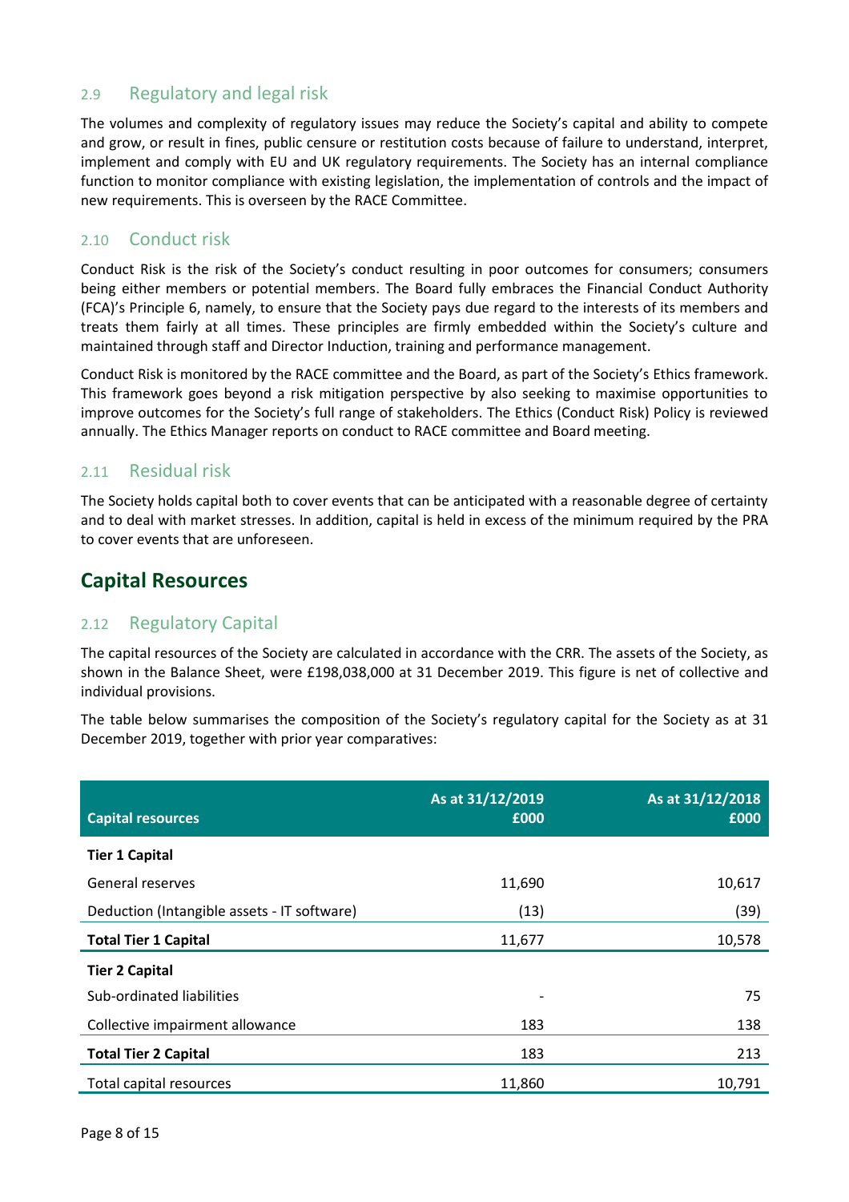### 2.9 Regulatory and legal risk

The volumes and complexity of regulatory issues may reduce the Society's capital and ability to compete and grow, or result in fines, public censure or restitution costs because of failure to understand, interpret, implement and comply with EU and UK regulatory requirements. The Society has an internal compliance function to monitor compliance with existing legislation, the implementation of controls and the impact of new requirements. This is overseen by the RACE Committee.

### 2.10 Conduct risk

Conduct Risk is the risk of the Society's conduct resulting in poor outcomes for consumers; consumers being either members or potential members. The Board fully embraces the Financial Conduct Authority (FCA)'s Principle 6, namely, to ensure that the Society pays due regard to the interests of its members and treats them fairly at all times. These principles are firmly embedded within the Society's culture and maintained through staff and Director Induction, training and performance management.

Conduct Risk is monitored by the RACE committee and the Board, as part of the Society's Ethics framework. This framework goes beyond a risk mitigation perspective by also seeking to maximise opportunities to improve outcomes for the Society's full range of stakeholders. The Ethics (Conduct Risk) Policy is reviewed annually. The Ethics Manager reports on conduct to RACE committee and Board meeting.

### 2.11 Residual risk

The Society holds capital both to cover events that can be anticipated with a reasonable degree of certainty and to deal with market stresses. In addition, capital is held in excess of the minimum required by the PRA to cover events that are unforeseen.

## Capital Resources

### 2.12 Regulatory Capital

The capital resources of the Society are calculated in accordance with the CRR. The assets of the Society, as shown in the Balance Sheet, were £198,038,000 at 31 December 2019. This figure is net of collective and individual provisions.

The table below summarises the composition of the Society's regulatory capital for the Society as at 31 December 2019, together with prior year comparatives:

| Capital resources | As at 31/12/2019 £000 | As at 31/12/2018 £000 |
|---|---|---|
| **Tier 1 Capital** | | |
| General reserves | 11,690 | 10,617 |
| Deduction (Intangible assets - IT software) | (13) | (39) |
| **Total Tier 1 Capital** | 11,677 | 10,578 |
| **Tier 2 Capital** | | |
| Sub-ordinated liabilities | - | 75 |
| Collective impairment allowance | 183 | 138 |
| **Total Tier 2 Capital** | 183 | 213 |
| Total capital resources | 11,860 | 10,791 |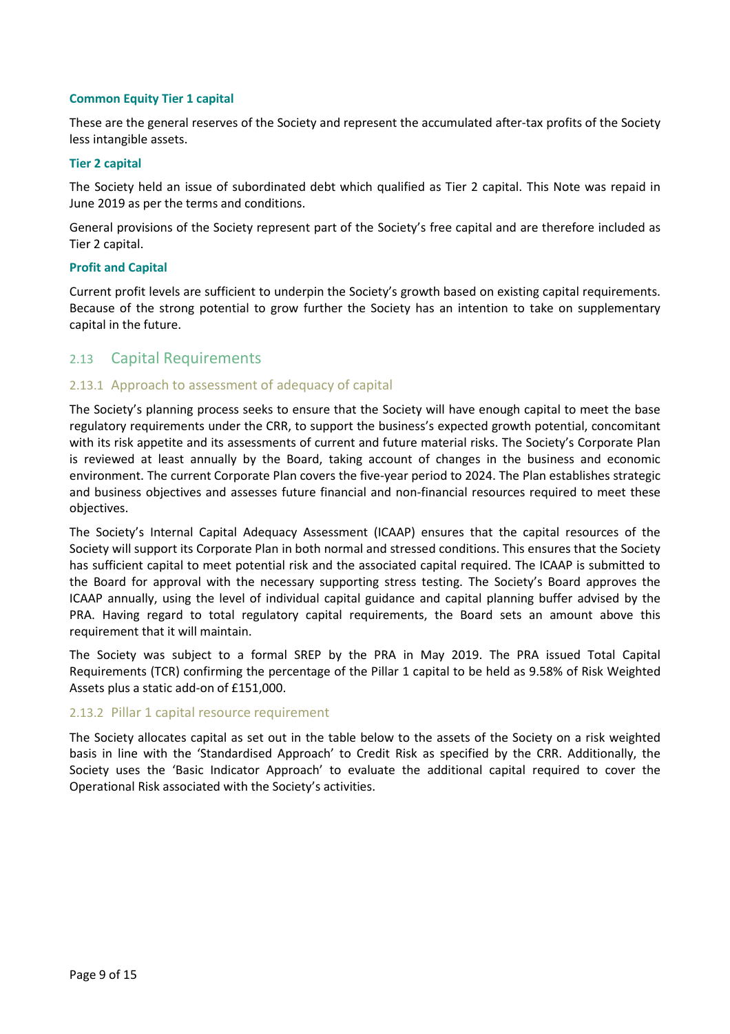**Common Equity Tier 1 capital**

These are the general reserves of the Society and represent the accumulated after-tax profits of the Society less intangible assets.

**Tier 2 capital**

The Society held an issue of subordinated debt which qualified as Tier 2 capital. This Note was repaid in June 2019 as per the terms and conditions.

General provisions of the Society represent part of the Society's free capital and are therefore included as Tier 2 capital.

**Profit and Capital**

Current profit levels are sufficient to underpin the Society's growth based on existing capital requirements. Because of the strong potential to grow further the Society has an intention to take on supplementary capital in the future.

## 2.13 Capital Requirements

### 2.13.1 Approach to assessment of adequacy of capital

The Society's planning process seeks to ensure that the Society will have enough capital to meet the base regulatory requirements under the CRR, to support the business's expected growth potential, concomitant with its risk appetite and its assessments of current and future material risks. The Society's Corporate Plan is reviewed at least annually by the Board, taking account of changes in the business and economic environment. The current Corporate Plan covers the five-year period to 2024. The Plan establishes strategic and business objectives and assesses future financial and non-financial resources required to meet these objectives.

The Society's Internal Capital Adequacy Assessment (ICAAP) ensures that the capital resources of the Society will support its Corporate Plan in both normal and stressed conditions. This ensures that the Society has sufficient capital to meet potential risk and the associated capital required. The ICAAP is submitted to the Board for approval with the necessary supporting stress testing. The Society's Board approves the ICAAP annually, using the level of individual capital guidance and capital planning buffer advised by the PRA. Having regard to total regulatory capital requirements, the Board sets an amount above this requirement that it will maintain.

The Society was subject to a formal SREP by the PRA in May 2019. The PRA issued Total Capital Requirements (TCR) confirming the percentage of the Pillar 1 capital to be held as 9.58% of Risk Weighted Assets plus a static add-on of £151,000.

### 2.13.2 Pillar 1 capital resource requirement

The Society allocates capital as set out in the table below to the assets of the Society on a risk weighted basis in line with the 'Standardised Approach' to Credit Risk as specified by the CRR. Additionally, the Society uses the 'Basic Indicator Approach' to evaluate the additional capital required to cover the Operational Risk associated with the Society's activities.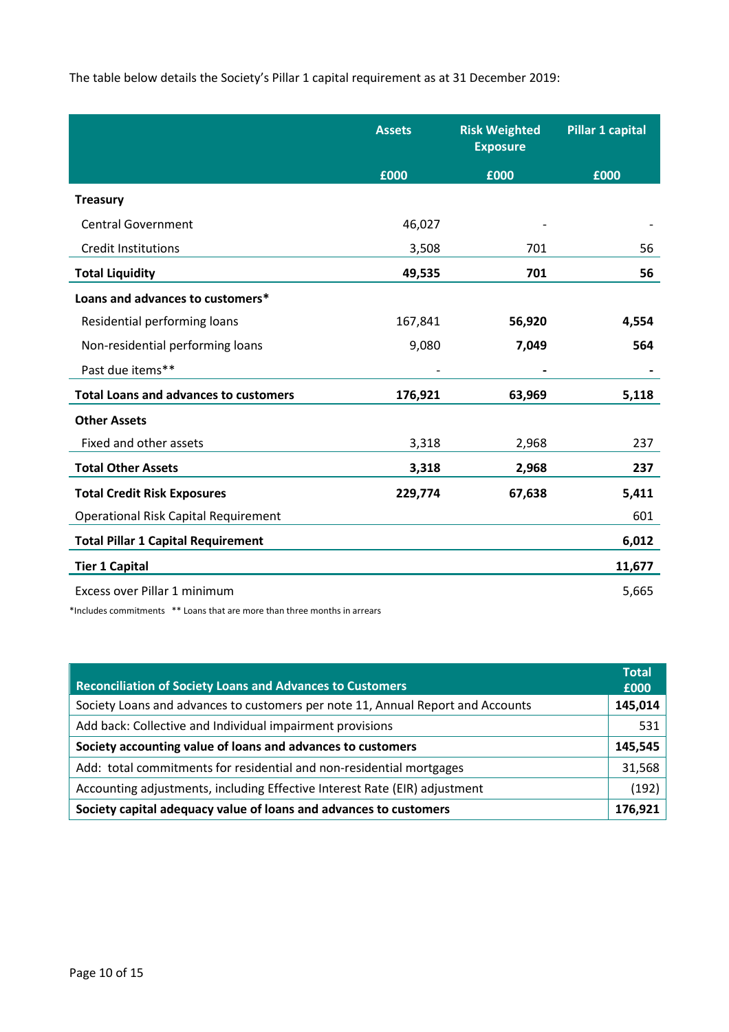The table below details the Society's Pillar 1 capital requirement as at 31 December 2019:

| | Assets | Risk Weighted Exposure | Pillar 1 capital |
|---|---|---|---|
| | £000 | £000 | £000 |
| **Treasury** | | | |
| Central Government | 46,027 | - | - |
| Credit Institutions | 3,508 | 701 | 56 |
| **Total Liquidity** | **49,535** | **701** | **56** |
| **Loans and advances to customers*** | | | |
| Residential performing loans | 167,841 | **56,920** | **4,554** |
| Non-residential performing loans | 9,080 | **7,049** | **564** |
| Past due items** | - | **-** | **-** |
| **Total Loans and advances to customers** | **176,921** | **63,969** | **5,118** |
| **Other Assets** | | | |
| Fixed and other assets | 3,318 | 2,968 | 237 |
| **Total Other Assets** | **3,318** | **2,968** | **237** |
| **Total Credit Risk Exposures** | **229,774** | **67,638** | **5,411** |
| Operational Risk Capital Requirement | | | 601 |
| **Total Pillar 1 Capital Requirement** | | | **6,012** |
| **Tier 1 Capital** | | | **11,677** |
| Excess over Pillar 1 minimum | | | 5,665 |

*Includes commitments  ** Loans that are more than three months in arrears

| Reconciliation of Society Loans and Advances to Customers | Total £000 |
|---|---|
| Society Loans and advances to customers per note 11, Annual Report and Accounts | **145,014** |
| Add back: Collective and Individual impairment provisions | 531 |
| **Society accounting value of loans and advances to customers** | **145,545** |
| Add: total commitments for residential and non-residential mortgages | 31,568 |
| Accounting adjustments, including Effective Interest Rate (EIR) adjustment | (192) |
| **Society capital adequacy value of loans and advances to customers** | **176,921** |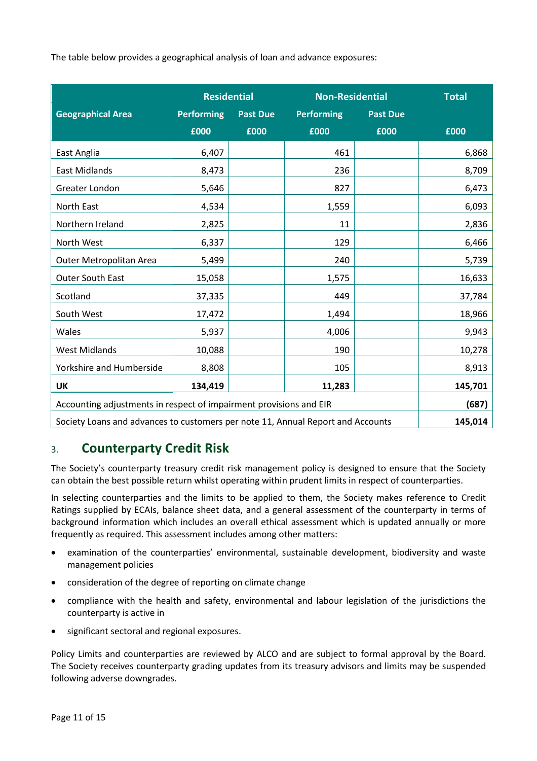The table below provides a geographical analysis of loan and advance exposures:

| Geographical Area | Residential | | Non-Residential | | Total |
|---|---|---|---|---|---|
| | Performing | Past Due | Performing | Past Due | |
| | £000 | £000 | £000 | £000 | £000 |
| East Anglia | 6,407 | | 461 | | 6,868 |
| East Midlands | 8,473 | | 236 | | 8,709 |
| Greater London | 5,646 | | 827 | | 6,473 |
| North East | 4,534 | | 1,559 | | 6,093 |
| Northern Ireland | 2,825 | | 11 | | 2,836 |
| North West | 6,337 | | 129 | | 6,466 |
| Outer Metropolitan Area | 5,499 | | 240 | | 5,739 |
| Outer South East | 15,058 | | 1,575 | | 16,633 |
| Scotland | 37,335 | | 449 | | 37,784 |
| South West | 17,472 | | 1,494 | | 18,966 |
| Wales | 5,937 | | 4,006 | | 9,943 |
| West Midlands | 10,088 | | 190 | | 10,278 |
| Yorkshire and Humberside | 8,808 | | 105 | | 8,913 |
| **UK** | **134,419** | | **11,283** | | **145,701** |
| Accounting adjustments in respect of impairment provisions and EIR | | | | | **(687)** |
| Society Loans and advances to customers per note 11, Annual Report and Accounts | | | | | **145,014** |

## 3. Counterparty Credit Risk

The Society's counterparty treasury credit risk management policy is designed to ensure that the Society can obtain the best possible return whilst operating within prudent limits in respect of counterparties.

In selecting counterparties and the limits to be applied to them, the Society makes reference to Credit Ratings supplied by ECAIs, balance sheet data, and a general assessment of the counterparty in terms of background information which includes an overall ethical assessment which is updated annually or more frequently as required. This assessment includes among other matters:

- examination of the counterparties' environmental, sustainable development, biodiversity and waste management policies
- consideration of the degree of reporting on climate change
- compliance with the health and safety, environmental and labour legislation of the jurisdictions the counterparty is active in
- significant sectoral and regional exposures.

Policy Limits and counterparties are reviewed by ALCO and are subject to formal approval by the Board. The Society receives counterparty grading updates from its treasury advisors and limits may be suspended following adverse downgrades.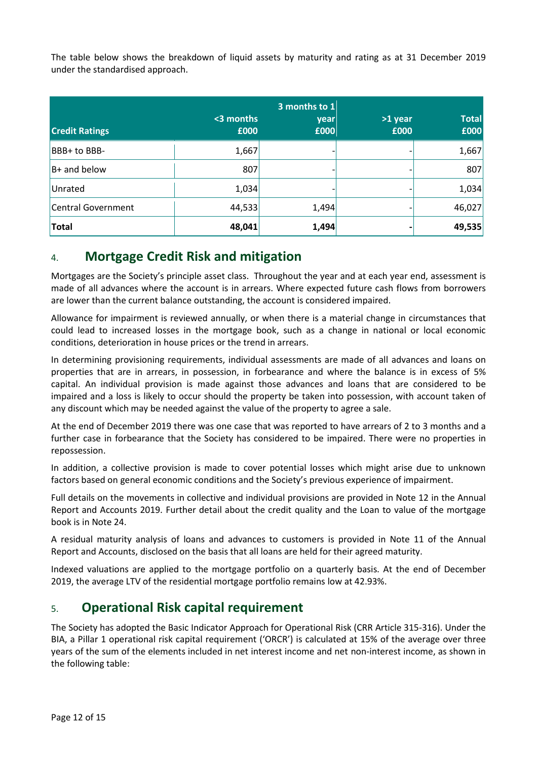The table below shows the breakdown of liquid assets by maturity and rating as at 31 December 2019 under the standardised approach.

| Credit Ratings | <3 months £000 | 3 months to 1 year £000 | >1 year £000 | Total £000 |
|---|---|---|---|---|
| BBB+ to BBB- | 1,667 | - | - | 1,667 |
| B+ and below | 807 | - | - | 807 |
| Unrated | 1,034 | - | - | 1,034 |
| Central Government | 44,533 | 1,494 | - | 46,027 |
| **Total** | **48,041** | **1,494** | **-** | **49,535** |

## 4. Mortgage Credit Risk and mitigation

Mortgages are the Society's principle asset class. Throughout the year and at each year end, assessment is made of all advances where the account is in arrears. Where expected future cash flows from borrowers are lower than the current balance outstanding, the account is considered impaired.

Allowance for impairment is reviewed annually, or when there is a material change in circumstances that could lead to increased losses in the mortgage book, such as a change in national or local economic conditions, deterioration in house prices or the trend in arrears.

In determining provisioning requirements, individual assessments are made of all advances and loans on properties that are in arrears, in possession, in forbearance and where the balance is in excess of 5% capital. An individual provision is made against those advances and loans that are considered to be impaired and a loss is likely to occur should the property be taken into possession, with account taken of any discount which may be needed against the value of the property to agree a sale.

At the end of December 2019 there was one case that was reported to have arrears of 2 to 3 months and a further case in forbearance that the Society has considered to be impaired. There were no properties in repossession.

In addition, a collective provision is made to cover potential losses which might arise due to unknown factors based on general economic conditions and the Society's previous experience of impairment.

Full details on the movements in collective and individual provisions are provided in Note 12 in the Annual Report and Accounts 2019. Further detail about the credit quality and the Loan to value of the mortgage book is in Note 24.

A residual maturity analysis of loans and advances to customers is provided in Note 11 of the Annual Report and Accounts, disclosed on the basis that all loans are held for their agreed maturity.

Indexed valuations are applied to the mortgage portfolio on a quarterly basis. At the end of December 2019, the average LTV of the residential mortgage portfolio remains low at 42.93%.

## 5. Operational Risk capital requirement

The Society has adopted the Basic Indicator Approach for Operational Risk (CRR Article 315-316). Under the BIA, a Pillar 1 operational risk capital requirement ('ORCR') is calculated at 15% of the average over three years of the sum of the elements included in net interest income and net non-interest income, as shown in the following table: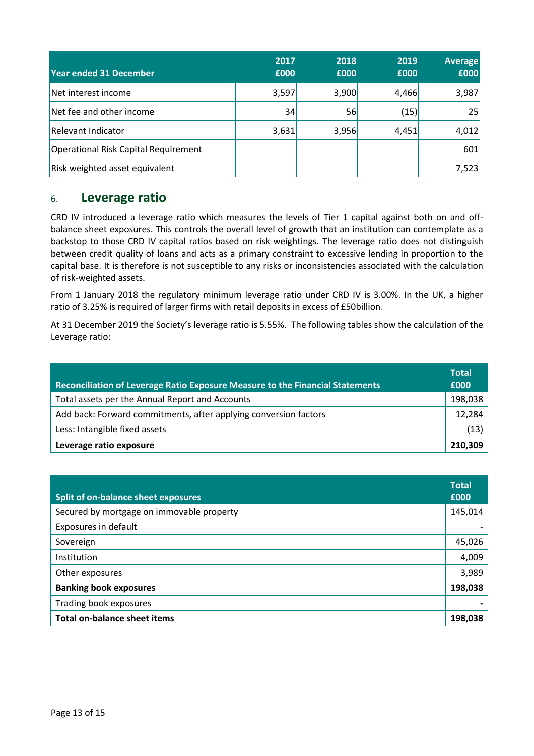| Year ended 31 December | 2017 £000 | 2018 £000 | 2019 £000 | Average £000 |
|---|---|---|---|---|
| Net interest income | 3,597 | 3,900 | 4,466 | 3,987 |
| Net fee and other income | 34 | 56 | (15) | 25 |
| Relevant Indicator | 3,631 | 3,956 | 4,451 | 4,012 |
| Operational Risk Capital Requirement | | | | 601 |
| Risk weighted asset equivalent | | | | 7,523 |

## 6. Leverage ratio

CRD IV introduced a leverage ratio which measures the levels of Tier 1 capital against both on and off-balance sheet exposures. This controls the overall level of growth that an institution can contemplate as a backstop to those CRD IV capital ratios based on risk weightings. The leverage ratio does not distinguish between credit quality of loans and acts as a primary constraint to excessive lending in proportion to the capital base. It is therefore is not susceptible to any risks or inconsistencies associated with the calculation of risk-weighted assets.

From 1 January 2018 the regulatory minimum leverage ratio under CRD IV is 3.00%. In the UK, a higher ratio of 3.25% is required of larger firms with retail deposits in excess of £50billion.

At 31 December 2019 the Society's leverage ratio is 5.55%. The following tables show the calculation of the Leverage ratio:

| Reconciliation of Leverage Ratio Exposure Measure to the Financial Statements | Total £000 |
|---|---|
| Total assets per the Annual Report and Accounts | 198,038 |
| Add back: Forward commitments, after applying conversion factors | 12,284 |
| Less: Intangible fixed assets | (13) |
| **Leverage ratio exposure** | **210,309** |

| Split of on-balance sheet exposures | Total £000 |
|---|---|
| Secured by mortgage on immovable property | 145,014 |
| Exposures in default | - |
| Sovereign | 45,026 |
| Institution | 4,009 |
| Other exposures | 3,989 |
| **Banking book exposures** | **198,038** |
| Trading book exposures | - |
| **Total on-balance sheet items** | **198,038** |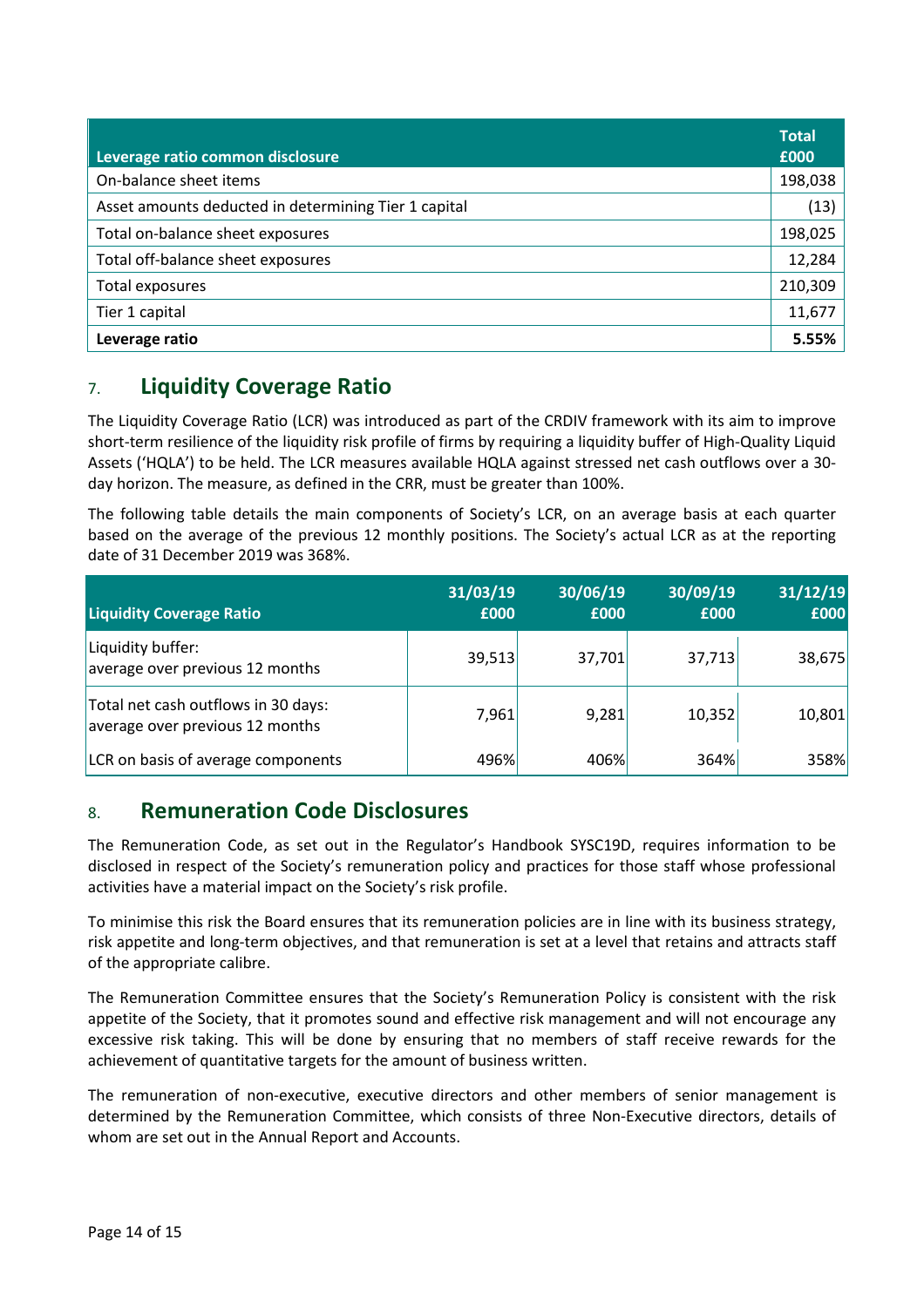| Leverage ratio common disclosure | Total £000 |
|---|---|
| On-balance sheet items | 198,038 |
| Asset amounts deducted in determining Tier 1 capital | (13) |
| Total on-balance sheet exposures | 198,025 |
| Total off-balance sheet exposures | 12,284 |
| Total exposures | 210,309 |
| Tier 1 capital | 11,677 |
| **Leverage ratio** | **5.55%** |

## 7. Liquidity Coverage Ratio

The Liquidity Coverage Ratio (LCR) was introduced as part of the CRDIV framework with its aim to improve short-term resilience of the liquidity risk profile of firms by requiring a liquidity buffer of High-Quality Liquid Assets ('HQLA') to be held. The LCR measures available HQLA against stressed net cash outflows over a 30-day horizon. The measure, as defined in the CRR, must be greater than 100%.

The following table details the main components of Society's LCR, on an average basis at each quarter based on the average of the previous 12 monthly positions. The Society's actual LCR as at the reporting date of 31 December 2019 was 368%.

| Liquidity Coverage Ratio | 31/03/19 £000 | 30/06/19 £000 | 30/09/19 £000 | 31/12/19 £000 |
|---|---|---|---|---|
| Liquidity buffer: average over previous 12 months | 39,513 | 37,701 | 37,713 | 38,675 |
| Total net cash outflows in 30 days: average over previous 12 months | 7,961 | 9,281 | 10,352 | 10,801 |
| LCR on basis of average components | 496% | 406% | 364% | 358% |

## 8. Remuneration Code Disclosures

The Remuneration Code, as set out in the Regulator's Handbook SYSC19D, requires information to be disclosed in respect of the Society's remuneration policy and practices for those staff whose professional activities have a material impact on the Society's risk profile.

To minimise this risk the Board ensures that its remuneration policies are in line with its business strategy, risk appetite and long-term objectives, and that remuneration is set at a level that retains and attracts staff of the appropriate calibre.

The Remuneration Committee ensures that the Society's Remuneration Policy is consistent with the risk appetite of the Society, that it promotes sound and effective risk management and will not encourage any excessive risk taking. This will be done by ensuring that no members of staff receive rewards for the achievement of quantitative targets for the amount of business written.

The remuneration of non-executive, executive directors and other members of senior management is determined by the Remuneration Committee, which consists of three Non-Executive directors, details of whom are set out in the Annual Report and Accounts.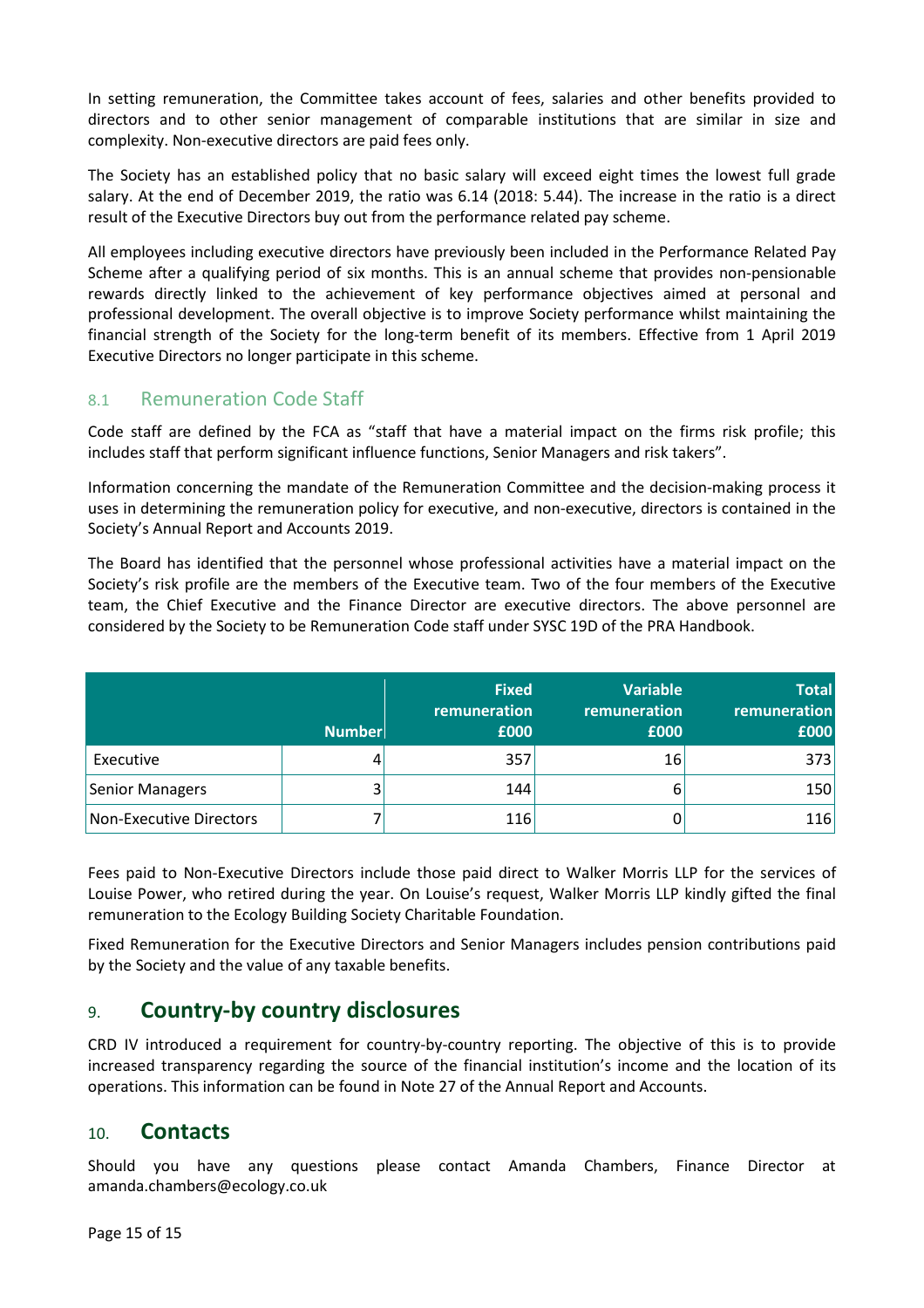In setting remuneration, the Committee takes account of fees, salaries and other benefits provided to directors and to other senior management of comparable institutions that are similar in size and complexity. Non-executive directors are paid fees only.

The Society has an established policy that no basic salary will exceed eight times the lowest full grade salary. At the end of December 2019, the ratio was 6.14 (2018: 5.44). The increase in the ratio is a direct result of the Executive Directors buy out from the performance related pay scheme.

All employees including executive directors have previously been included in the Performance Related Pay Scheme after a qualifying period of six months. This is an annual scheme that provides non-pensionable rewards directly linked to the achievement of key performance objectives aimed at personal and professional development. The overall objective is to improve Society performance whilst maintaining the financial strength of the Society for the long-term benefit of its members. Effective from 1 April 2019 Executive Directors no longer participate in this scheme.

### 8.1 Remuneration Code Staff

Code staff are defined by the FCA as "staff that have a material impact on the firms risk profile; this includes staff that perform significant influence functions, Senior Managers and risk takers".

Information concerning the mandate of the Remuneration Committee and the decision-making process it uses in determining the remuneration policy for executive, and non-executive, directors is contained in the Society's Annual Report and Accounts 2019.

The Board has identified that the personnel whose professional activities have a material impact on the Society's risk profile are the members of the Executive team. Two of the four members of the Executive team, the Chief Executive and the Finance Director are executive directors. The above personnel are considered by the Society to be Remuneration Code staff under SYSC 19D of the PRA Handbook.

| | Number | Fixed remuneration £000 | Variable remuneration £000 | Total remuneration £000 |
|---|---|---|---|---|
| Executive | 4 | 357 | 16 | 373 |
| Senior Managers | 3 | 144 | 6 | 150 |
| Non-Executive Directors | 7 | 116 | 0 | 116 |

Fees paid to Non-Executive Directors include those paid direct to Walker Morris LLP for the services of Louise Power, who retired during the year. On Louise's request, Walker Morris LLP kindly gifted the final remuneration to the Ecology Building Society Charitable Foundation.

Fixed Remuneration for the Executive Directors and Senior Managers includes pension contributions paid by the Society and the value of any taxable benefits.

## 9. Country-by country disclosures

CRD IV introduced a requirement for country-by-country reporting. The objective of this is to provide increased transparency regarding the source of the financial institution's income and the location of its operations. This information can be found in Note 27 of the Annual Report and Accounts.

## 10. Contacts

Should you have any questions please contact Amanda Chambers, Finance Director at amanda.chambers@ecology.co.uk